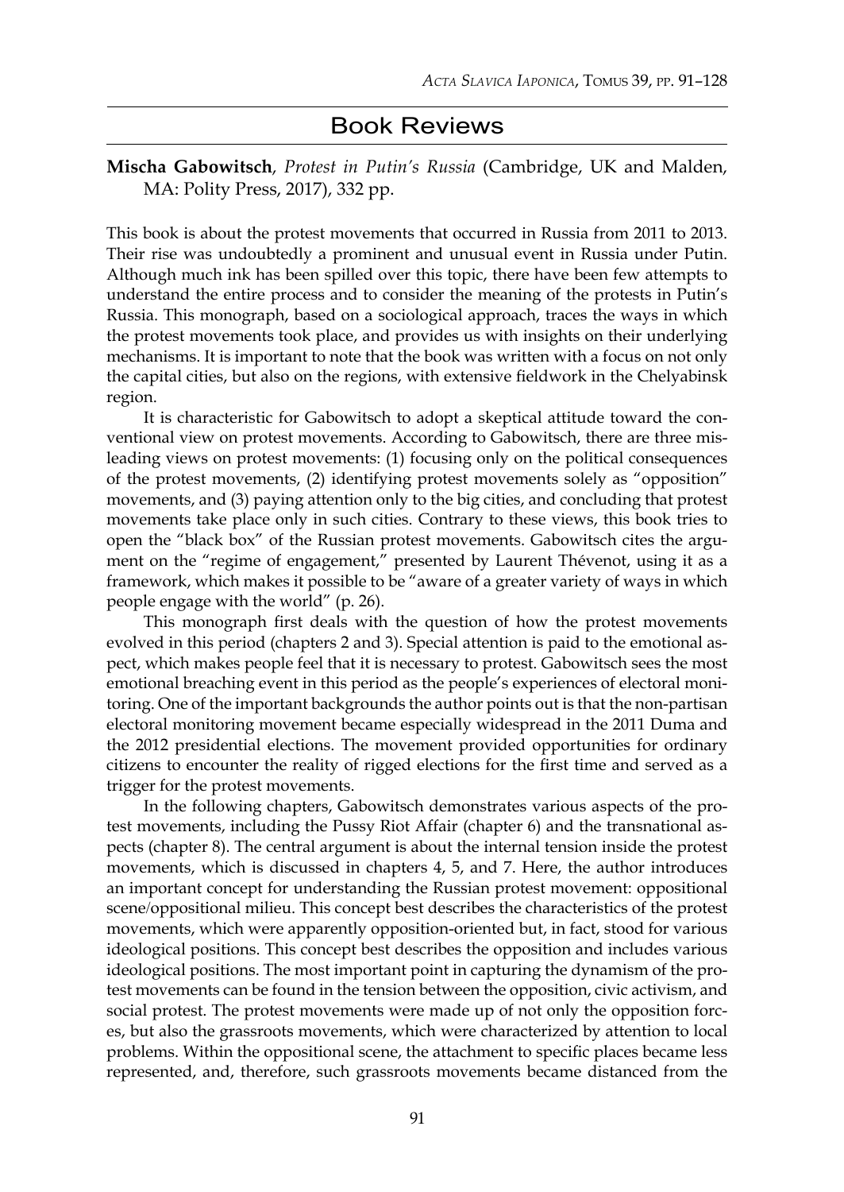# Book Reviews

**Mischa Gabowitsch**, *Protest in Putin's Russia* (Cambridge, UK and Malden, MA: Polity Press, 2017), 332 pp.

This book is about the protest movements that occurred in Russia from 2011 to 2013. Their rise was undoubtedly a prominent and unusual event in Russia under Putin. Although much ink has been spilled over this topic, there have been few attempts to understand the entire process and to consider the meaning of the protests in Putin's Russia. This monograph, based on a sociological approach, traces the ways in which the protest movements took place, and provides us with insights on their underlying mechanisms. It is important to note that the book was written with a focus on not only the capital cities, but also on the regions, with extensive fieldwork in the Chelyabinsk region.

It is characteristic for Gabowitsch to adopt a skeptical attitude toward the conventional view on protest movements. According to Gabowitsch, there are three misleading views on protest movements: (1) focusing only on the political consequences of the protest movements, (2) identifying protest movements solely as "opposition" movements, and (3) paying attention only to the big cities, and concluding that protest movements take place only in such cities. Contrary to these views, this book tries to open the "black box" of the Russian protest movements. Gabowitsch cites the argument on the "regime of engagement," presented by Laurent Thévenot, using it as a framework, which makes it possible to be "aware of a greater variety of ways in which people engage with the world" (p. 26).

This monograph first deals with the question of how the protest movements evolved in this period (chapters 2 and 3). Special attention is paid to the emotional aspect, which makes people feel that it is necessary to protest. Gabowitsch sees the most emotional breaching event in this period as the people's experiences of electoral monitoring. One of the important backgrounds the author points out is that the non-partisan electoral monitoring movement became especially widespread in the 2011 Duma and the 2012 presidential elections. The movement provided opportunities for ordinary citizens to encounter the reality of rigged elections for the first time and served as a trigger for the protest movements.

In the following chapters, Gabowitsch demonstrates various aspects of the protest movements, including the Pussy Riot Affair (chapter 6) and the transnational aspects (chapter 8). The central argument is about the internal tension inside the protest movements, which is discussed in chapters 4, 5, and 7. Here, the author introduces an important concept for understanding the Russian protest movement: oppositional scene/oppositional milieu. This concept best describes the characteristics of the protest movements, which were apparently opposition-oriented but, in fact, stood for various ideological positions. This concept best describes the opposition and includes various ideological positions. The most important point in capturing the dynamism of the protest movements can be found in the tension between the opposition, civic activism, and social protest. The protest movements were made up of not only the opposition forces, but also the grassroots movements, which were characterized by attention to local problems. Within the oppositional scene, the attachment to specific places became less represented, and, therefore, such grassroots movements became distanced from the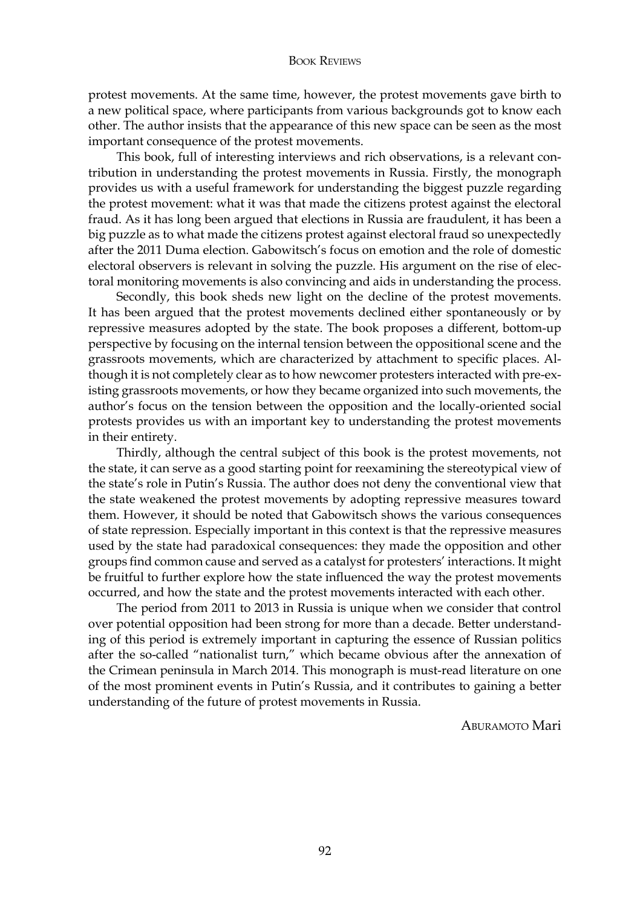protest movements. At the same time, however, the protest movements gave birth to a new political space, where participants from various backgrounds got to know each other. The author insists that the appearance of this new space can be seen as the most important consequence of the protest movements.

This book, full of interesting interviews and rich observations, is a relevant contribution in understanding the protest movements in Russia. Firstly, the monograph provides us with a useful framework for understanding the biggest puzzle regarding the protest movement: what it was that made the citizens protest against the electoral fraud. As it has long been argued that elections in Russia are fraudulent, it has been a big puzzle as to what made the citizens protest against electoral fraud so unexpectedly after the 2011 Duma election. Gabowitsch's focus on emotion and the role of domestic electoral observers is relevant in solving the puzzle. His argument on the rise of electoral monitoring movements is also convincing and aids in understanding the process.

Secondly, this book sheds new light on the decline of the protest movements. It has been argued that the protest movements declined either spontaneously or by repressive measures adopted by the state. The book proposes a different, bottom-up perspective by focusing on the internal tension between the oppositional scene and the grassroots movements, which are characterized by attachment to specific places. Although it is not completely clear as to how newcomer protesters interacted with pre-existing grassroots movements, or how they became organized into such movements, the author's focus on the tension between the opposition and the locally-oriented social protests provides us with an important key to understanding the protest movements in their entirety.

Thirdly, although the central subject of this book is the protest movements, not the state, it can serve as a good starting point for reexamining the stereotypical view of the state's role in Putin's Russia. The author does not deny the conventional view that the state weakened the protest movements by adopting repressive measures toward them. However, it should be noted that Gabowitsch shows the various consequences of state repression. Especially important in this context is that the repressive measures used by the state had paradoxical consequences: they made the opposition and other groups find common cause and served as a catalyst for protesters' interactions. It might be fruitful to further explore how the state influenced the way the protest movements occurred, and how the state and the protest movements interacted with each other.

The period from 2011 to 2013 in Russia is unique when we consider that control over potential opposition had been strong for more than a decade. Better understanding of this period is extremely important in capturing the essence of Russian politics after the so-called "nationalist turn," which became obvious after the annexation of the Crimean peninsula in March 2014. This monograph is must-read literature on one of the most prominent events in Putin's Russia, and it contributes to gaining a better understanding of the future of protest movements in Russia.

ABURAMOTO Mari